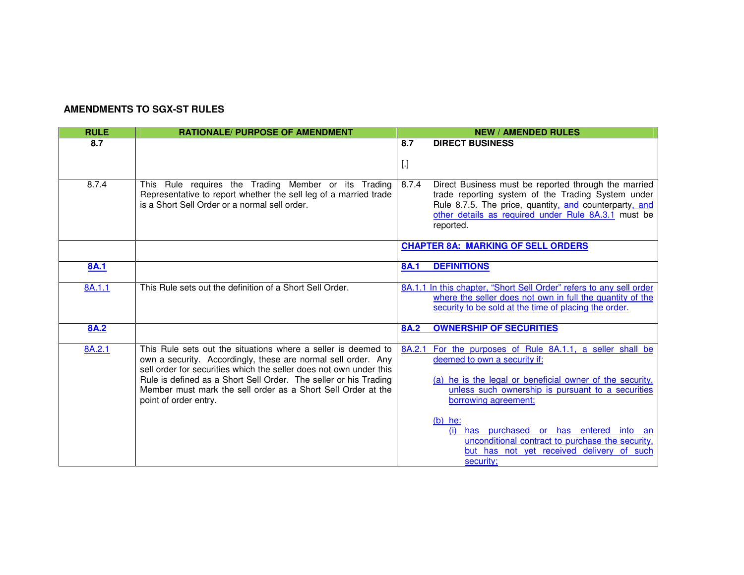**AMENDMENTS TO SGX-ST RULES**

| RULE | RATIONALE/ PURPOSE OF AMENDMENT | NEW / AMENDED RULES |
|---|---|---|
| **8.7** | | **8.7 DIRECT BUSINESS**<br><br>[.] |
| 8.7.4 | This Rule requires the Trading Member or its Trading Representative to report whether the sell leg of a married trade is a Short Sell Order or a normal sell order. | 8.7.4 Direct Business must be reported through the married trade reporting system of the Trading System under Rule 8.7.5. The price, quantity, ~~and~~ counterparty, and other details as required under Rule 8A.3.1 must be reported. |
| | | **CHAPTER 8A: MARKING OF SELL ORDERS** |
| **8A.1** | | **8A.1 DEFINITIONS** |
| 8A.1.1 | This Rule sets out the definition of a Short Sell Order. | 8A.1.1 In this chapter, "Short Sell Order" refers to any sell order where the seller does not own in full the quantity of the security to be sold at the time of placing the order. |
| **8A.2** | | **8A.2 OWNERSHIP OF SECURITIES** |
| 8A.2.1 | This Rule sets out the situations where a seller is deemed to own a security. Accordingly, these are normal sell order. Any sell order for securities which the seller does not own under this Rule is defined as a Short Sell Order. The seller or his Trading Member must mark the sell order as a Short Sell Order at the point of order entry. | 8A.2.1 For the purposes of Rule 8A.1.1, a seller shall be deemed to own a security if:<br><br>(a) he is the legal or beneficial owner of the security, unless such ownership is pursuant to a securities borrowing agreement;<br><br>(b) he:<br>(i) has purchased or has entered into an unconditional contract to purchase the security, but has not yet received delivery of such security; |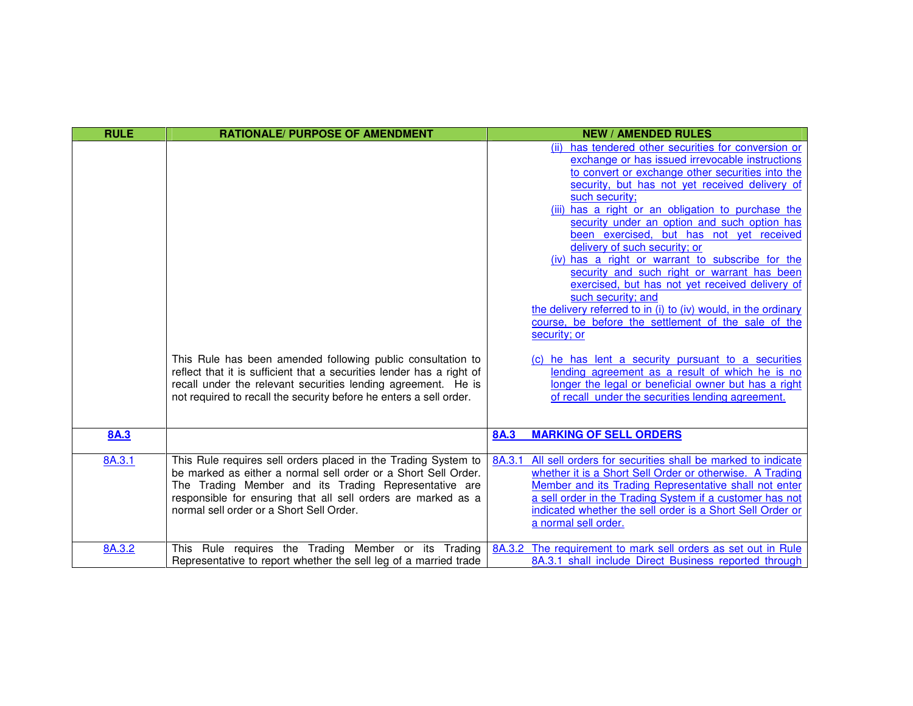| RULE | RATIONALE/ PURPOSE OF AMENDMENT | NEW / AMENDED RULES |
|---|---|---|
| | | (ii) has tendered other securities for conversion or exchange or has issued irrevocable instructions to convert or exchange other securities into the security, but has not yet received delivery of such security;<br>(iii) has a right or an obligation to purchase the security under an option and such option has been exercised, but has not yet received delivery of such security; or<br>(iv) has a right or warrant to subscribe for the security and such right or warrant has been exercised, but has not yet received delivery of such security; and<br>the delivery referred to in (i) to (iv) would, in the ordinary course, be before the settlement of the sale of the security; or |
| | This Rule has been amended following public consultation to reflect that it is sufficient that a securities lender has a right of recall under the relevant securities lending agreement. He is not required to recall the security before he enters a sell order. | (c) he has lent a security pursuant to a securities lending agreement as a result of which he is no longer the legal or beneficial owner but has a right of recall under the securities lending agreement. |
| **8A.3** | | **8A.3 MARKING OF SELL ORDERS** |
| 8A.3.1 | This Rule requires sell orders placed in the Trading System to be marked as either a normal sell order or a Short Sell Order. The Trading Member and its Trading Representative are responsible for ensuring that all sell orders are marked as a normal sell order or a Short Sell Order. | 8A.3.1 All sell orders for securities shall be marked to indicate whether it is a Short Sell Order or otherwise. A Trading Member and its Trading Representative shall not enter a sell order in the Trading System if a customer has not indicated whether the sell order is a Short Sell Order or a normal sell order. |
| 8A.3.2 | This Rule requires the Trading Member or its Trading Representative to report whether the sell leg of a married trade | 8A.3.2 The requirement to mark sell orders as set out in Rule 8A.3.1 shall include Direct Business reported through |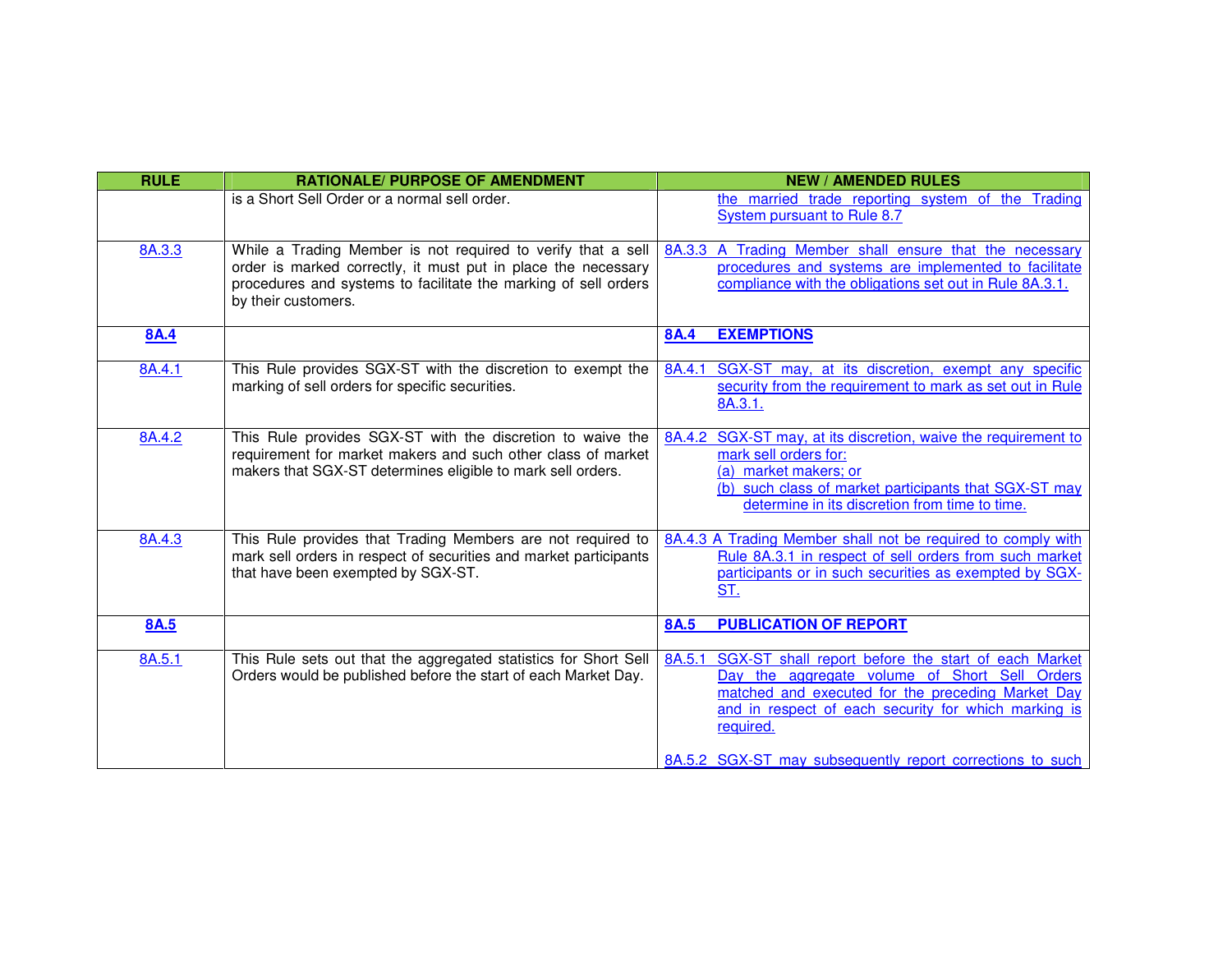| RULE | RATIONALE/ PURPOSE OF AMENDMENT | NEW / AMENDED RULES |
|---|---|---|
| | is a Short Sell Order or a normal sell order. | the married trade reporting system of the Trading System pursuant to Rule 8.7 |
| 8A.3.3 | While a Trading Member is not required to verify that a sell order is marked correctly, it must put in place the necessary procedures and systems to facilitate the marking of sell orders by their customers. | 8A.3.3 A Trading Member shall ensure that the necessary procedures and systems are implemented to facilitate compliance with the obligations set out in Rule 8A.3.1. |
| **8A.4** | | **8A.4 EXEMPTIONS** |
| 8A.4.1 | This Rule provides SGX-ST with the discretion to exempt the marking of sell orders for specific securities. | 8A.4.1 SGX-ST may, at its discretion, exempt any specific security from the requirement to mark as set out in Rule 8A.3.1. |
| 8A.4.2 | This Rule provides SGX-ST with the discretion to waive the requirement for market makers and such other class of market makers that SGX-ST determines eligible to mark sell orders. | 8A.4.2 SGX-ST may, at its discretion, waive the requirement to mark sell orders for:<br>(a) market makers; or<br>(b) such class of market participants that SGX-ST may determine in its discretion from time to time. |
| 8A.4.3 | This Rule provides that Trading Members are not required to mark sell orders in respect of securities and market participants that have been exempted by SGX-ST. | 8A.4.3 A Trading Member shall not be required to comply with Rule 8A.3.1 in respect of sell orders from such market participants or in such securities as exempted by SGX-ST. |
| **8A.5** | | **8A.5 PUBLICATION OF REPORT** |
| 8A.5.1 | This Rule sets out that the aggregated statistics for Short Sell Orders would be published before the start of each Market Day. | 8A.5.1 SGX-ST shall report before the start of each Market Day the aggregate volume of Short Sell Orders matched and executed for the preceding Market Day and in respect of each security for which marking is required.<br><br>8A.5.2 SGX-ST may subsequently report corrections to such |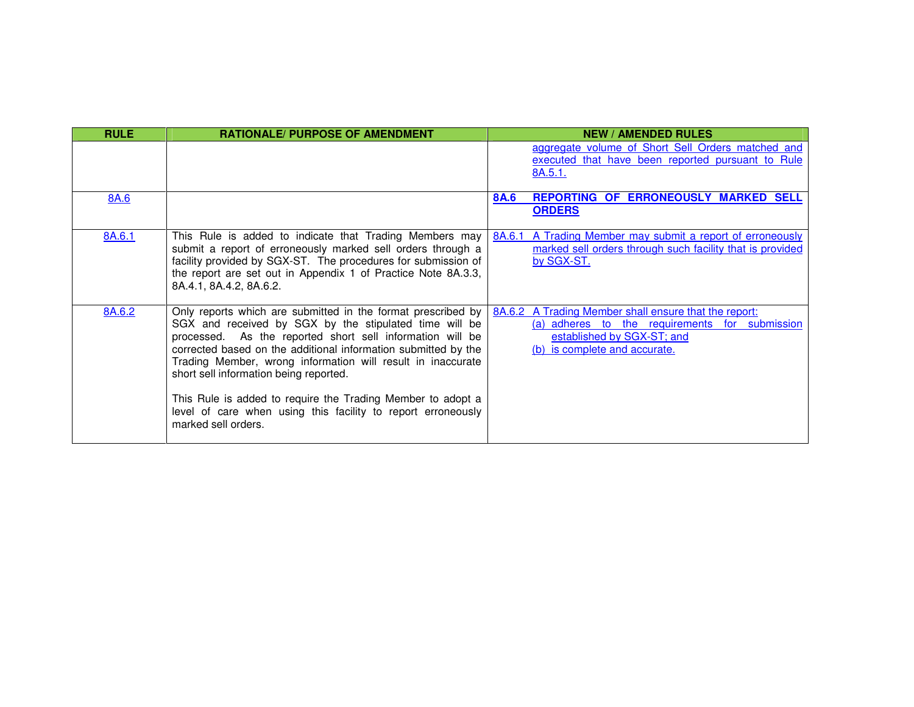| RULE | RATIONALE/ PURPOSE OF AMENDMENT | NEW / AMENDED RULES |
|---|---|---|
| | | aggregate volume of Short Sell Orders matched and executed that have been reported pursuant to Rule 8A.5.1. |
| 8A.6 | | **8A.6 REPORTING OF ERRONEOUSLY MARKED SELL ORDERS** |
| 8A.6.1 | This Rule is added to indicate that Trading Members may submit a report of erroneously marked sell orders through a facility provided by SGX-ST. The procedures for submission of the report are set out in Appendix 1 of Practice Note 8A.3.3, 8A.4.1, 8A.4.2, 8A.6.2. | 8A.6.1 A Trading Member may submit a report of erroneously marked sell orders through such facility that is provided by SGX-ST. |
| 8A.6.2 | Only reports which are submitted in the format prescribed by SGX and received by SGX by the stipulated time will be processed. As the reported short sell information will be corrected based on the additional information submitted by the Trading Member, wrong information will result in inaccurate short sell information being reported.<br><br>This Rule is added to require the Trading Member to adopt a level of care when using this facility to report erroneously marked sell orders. | 8A.6.2 A Trading Member shall ensure that the report:<br>(a) adheres to the requirements for submission established by SGX-ST; and<br>(b) is complete and accurate. |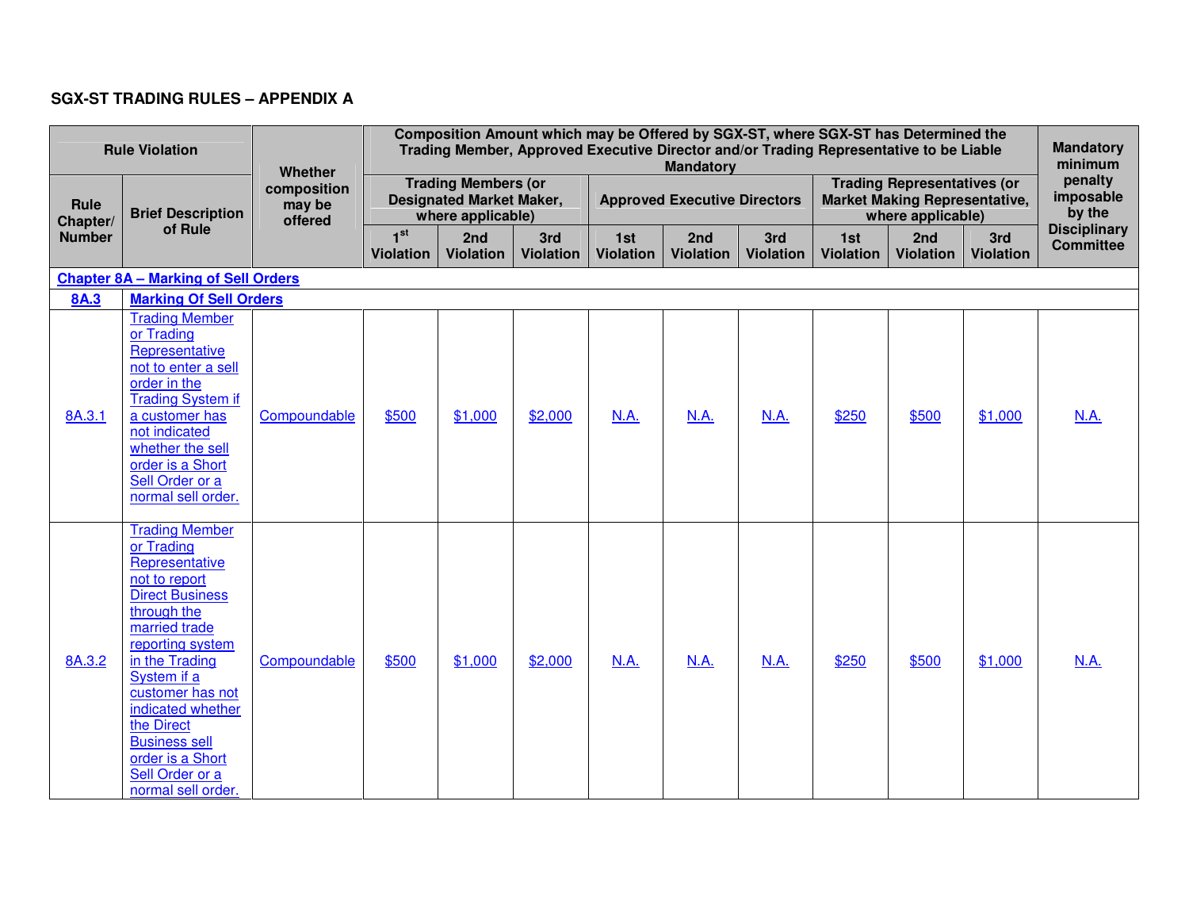## SGX-ST TRADING RULES – APPENDIX A

| Rule Violation | | Whether composition may be offered | Composition Amount which may be Offered by SGX-ST, where SGX-ST has Determined the Trading Member, Approved Executive Director and/or Trading Representative to be Liable Mandatory | | | | | | | | | Mandatory minimum penalty imposable by the Disciplinary Committee |
|---|---|---|---|---|---|---|---|---|---|---|---|---|
| | | | Trading Members (or Designated Market Maker, where applicable) | | | Approved Executive Directors | | | Trading Representatives (or Market Making Representative, where applicable) | | | |
| Rule Chapter/ Number | Brief Description of Rule | | 1st Violation | 2nd Violation | 3rd Violation | 1st Violation | 2nd Violation | 3rd Violation | 1st Violation | 2nd Violation | 3rd Violation | |
| **Chapter 8A – Marking of Sell Orders** | | | | | | | | | | | | |
| **8A.3** | **Marking Of Sell Orders** | | | | | | | | | | | |
| 8A.3.1 | Trading Member or Trading Representative not to enter a sell order in the Trading System if a customer has not indicated whether the sell order is a Short Sell Order or a normal sell order. | Compoundable | $500 | $1,000 | $2,000 | N.A. | N.A. | N.A. | $250 | $500 | $1,000 | N.A. |
| 8A.3.2 | Trading Member or Trading Representative not to report Direct Business through the married trade reporting system in the Trading System if a customer has not indicated whether the Direct Business sell order is a Short Sell Order or a normal sell order. | Compoundable | $500 | $1,000 | $2,000 | N.A. | N.A. | N.A. | $250 | $500 | $1,000 | N.A. |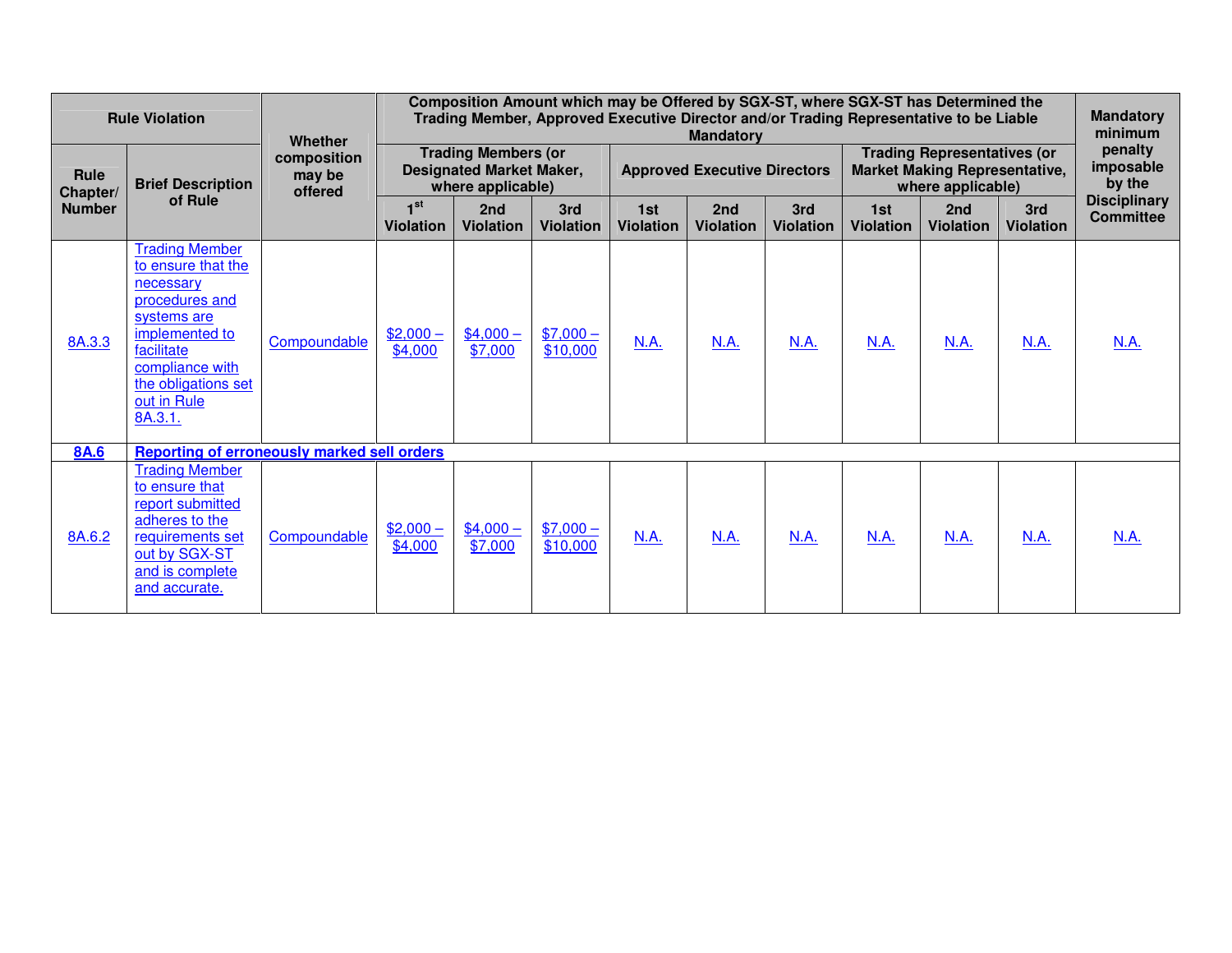| Rule Violation | | Whether composition may be offered | Composition Amount which may be Offered by SGX-ST, where SGX-ST has Determined the Trading Member, Approved Executive Director and/or Trading Representative to be Liable Mandatory | | | | | | | | | Mandatory minimum penalty imposable by the Disciplinary Committee |
|---|---|---|---|---|---|---|---|---|---|---|---|---|
| | | | Trading Members (or Designated Market Maker, where applicable) | | | Approved Executive Directors | | | Trading Representatives (or Market Making Representative, where applicable) | | | |
| Rule Chapter/ Number | Brief Description of Rule | | 1st Violation | 2nd Violation | 3rd Violation | 1st Violation | 2nd Violation | 3rd Violation | 1st Violation | 2nd Violation | 3rd Violation | |
| 8A.3.3 | Trading Member to ensure that the necessary procedures and systems are implemented to facilitate compliance with the obligations set out in Rule 8A.3.1. | Compoundable | \$2,000 – \$4,000 | \$4,000 – \$7,000 | \$7,000 – \$10,000 | N.A. | N.A. | N.A. | N.A. | N.A. | N.A. | N.A. |
| **8A.6** | **Reporting of erroneously marked sell orders** | | | | | | | | | | | |
| 8A.6.2 | Trading Member to ensure that report submitted adheres to the requirements set out by SGX-ST and is complete and accurate. | Compoundable | \$2,000 – \$4,000 | \$4,000 – \$7,000 | \$7,000 – \$10,000 | N.A. | N.A. | N.A. | N.A. | N.A. | N.A. | N.A. |